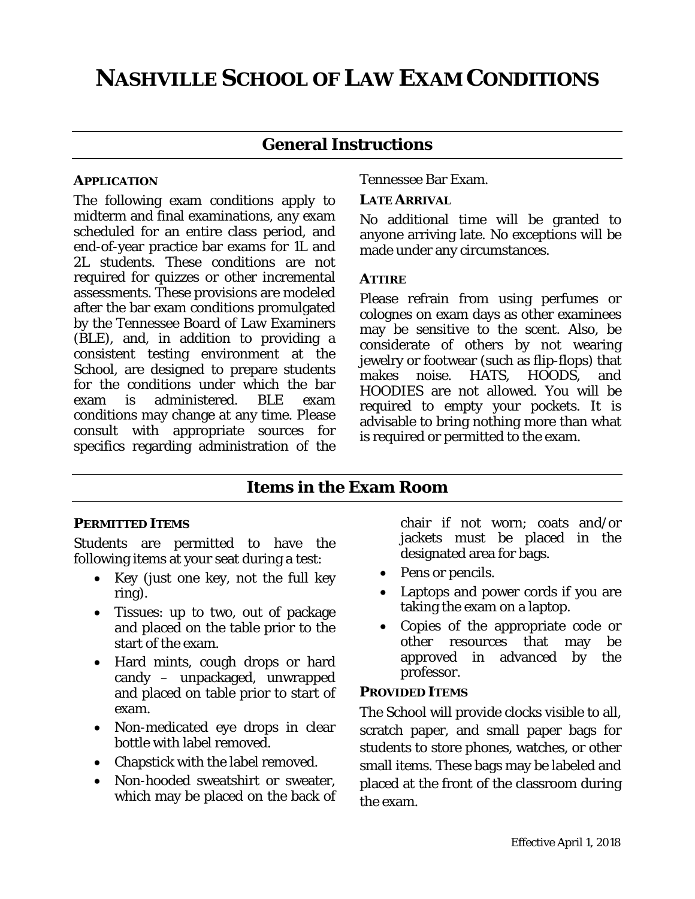# NASHVILLE SCHOOL OF LAW EXAM CONDITIONS

## General Instructions

### APPLICATION

The following exam conditions apply to midterm and final examinations, any exam scheduled for an entire class period, and end-of-year practice bar exams for 1L and 2L students. These conditions are not required for quizzes or other incremental assessments. These provisions are modeled after the bar exam conditions promulgated by the Tennessee Board of Law Examiners (BLE), and, in addition to providing a consistent testing environment at the School, are designed to prepare students for the conditions under which the bar exam is administered. BLE exam conditions may change at any time. Please consult with appropriate sources for specifics regarding administration of the Tennessee Bar Exam.

### LATE ARRIVAL

No additional time will be granted to anyone arriving late. No exceptions will be made under any circumstances.

### ATTIRE

Please refrain from using perfumes or colognes on exam days as other examinees may be sensitive to the scent. Also, be considerate of others by not wearing jewelry or footwear (such as flip-flops) that makes noise. HATS, HOODS, and HOODIES are not allowed. You will be required to empty your pockets. It is advisable to bring nothing more than what is required or permitted to the exam.

## Items in the Exam Room

### PERMITTED ITEMS

Students are permitted to have the following items at your seat during a test:

- Key (just one key, not the full key ring).
- Tissues: up to two, out of package and placed on the table prior to the start of the exam.
- Hard mints, cough drops or hard candy – unpackaged, unwrapped and placed on table prior to start of exam.
- Non-medicated eye drops in clear bottle with label removed.
- Chapstick with the label removed.
- Non-hooded sweatshirt or sweater, which may be placed on the back of chair if not worn; coats and/or jackets must be placed in the designated area for bags.
- Pens or pencils.
- Laptops and power cords if you are taking the exam on a laptop.
- Copies of the appropriate code or other resources that may be approved in advanced by the professor.

### PROVIDED ITEMS

The School will provide clocks visible to all, scratch paper, and small paper bags for students to store phones, watches, or other small items. These bags may be labeled and placed at the front of the classroom during the exam.

Effective April 1, 2018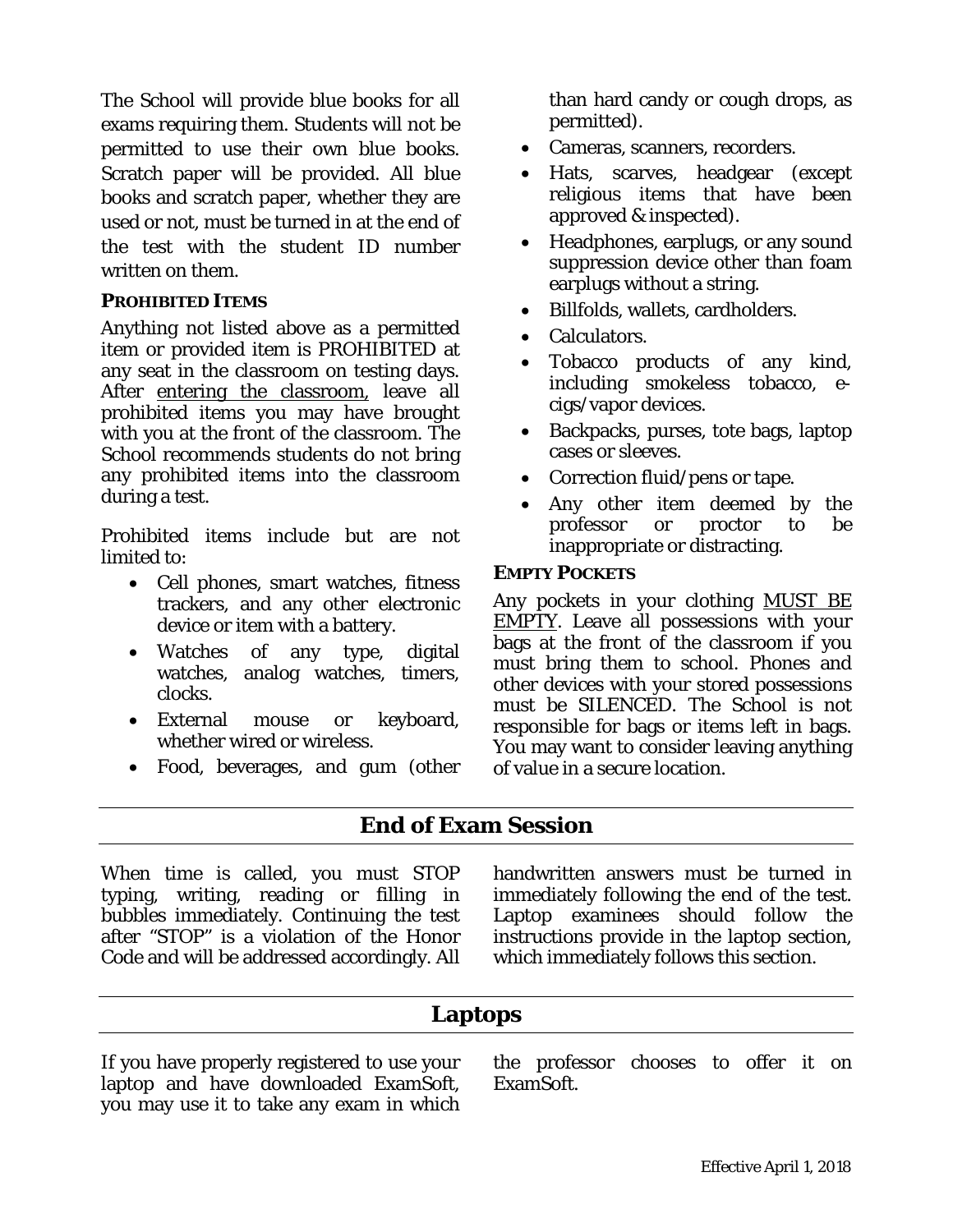The School will provide blue books for all exams requiring them. Students will not be permitted to use their own blue books. Scratch paper will be provided. All blue books and scratch paper, whether they are used or not, must be turned in at the end of the test with the student ID number written on them.

### PROHIBITED ITEMS

Anything not listed above as a permitted item or provided item is PROHIBITED at any seat in the classroom on testing days. After entering the classroom, leave all prohibited items you may have brought with you at the front of the classroom. The School recommends students do not bring any prohibited items into the classroom during a test.

Prohibited items include but are not limited to:

- Cell phones, smart watches, fitness trackers, and any other electronic device or item with a battery.
- Watches of any type, digital watches, analog watches, timers, clocks.
- External mouse or keyboard, whether wired or wireless.
- Food, beverages, and gum (other than hard candy or cough drops, as permitted).
- Cameras, scanners, recorders.
- Hats, scarves, headgear (except religious items that have been approved & inspected).
- Headphones, earplugs, or any sound suppression device other than foam earplugs without a string.
- Billfolds, wallets, cardholders.
- Calculators.
- Tobacco products of any kind, including smokeless tobacco, e-cigs/vapor devices.
- Backpacks, purses, tote bags, laptop cases or sleeves.
- Correction fluid/pens or tape.
- Any other item deemed by the professor or proctor to be inappropriate or distracting.

### EMPTY POCKETS

Any pockets in your clothing MUST BE EMPTY. Leave all possessions with your bags at the front of the classroom if you must bring them to school. Phones and other devices with your stored possessions must be SILENCED. The School is not responsible for bags or items left in bags. You may want to consider leaving anything of value in a secure location.

## End of Exam Session

When time is called, you must STOP typing, writing, reading or filling in bubbles immediately. Continuing the test after "STOP" is a violation of the Honor Code and will be addressed accordingly. All handwritten answers must be turned in immediately following the end of the test. Laptop examinees should follow the instructions provide in the laptop section, which immediately follows this section.

## Laptops

If you have properly registered to use your laptop and have downloaded ExamSoft, you may use it to take any exam in which the professor chooses to offer it on ExamSoft.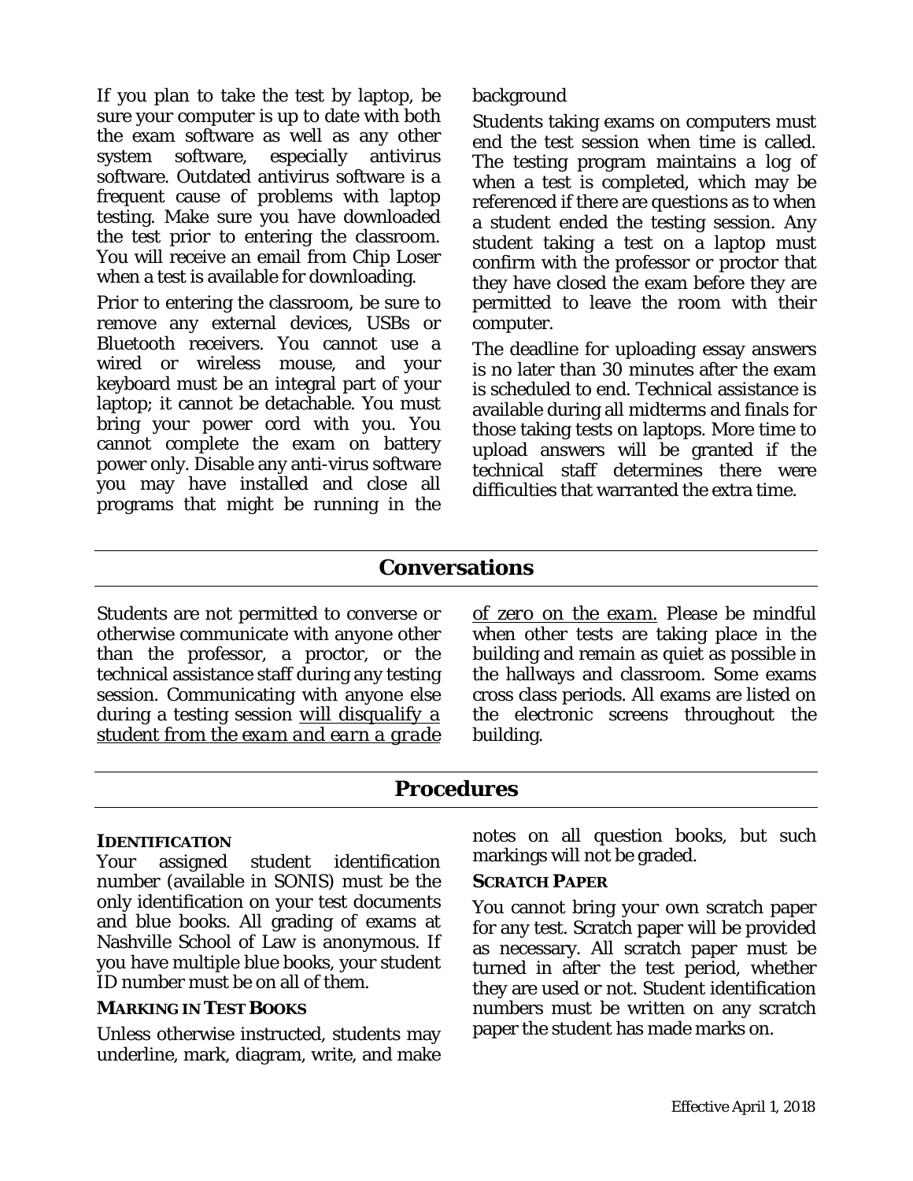If you plan to take the test by laptop, be sure your computer is up to date with both the exam software as well as any other system software, especially antivirus software. Outdated antivirus software is a frequent cause of problems with laptop testing. Make sure you have downloaded the test prior to entering the classroom. You will receive an email from Chip Loser when a test is available for downloading.

Prior to entering the classroom, be sure to remove any external devices, USBs or Bluetooth receivers. You cannot use a wired or wireless mouse, and your keyboard must be an integral part of your laptop; it cannot be detachable. You must bring your power cord with you. You cannot complete the exam on battery power only. Disable any anti-virus software you may have installed and close all programs that might be running in the background

Students taking exams on computers must end the test session when time is called. The testing program maintains a log of when a test is completed, which may be referenced if there are questions as to when a student ended the testing session. Any student taking a test on a laptop must confirm with the professor or proctor that they have closed the exam before they are permitted to leave the room with their computer.

The deadline for uploading essay answers is no later than 30 minutes after the exam is scheduled to end. Technical assistance is available during all midterms and finals for those taking tests on laptops. More time to upload answers will be granted if the technical staff determines there were difficulties that warranted the extra time.

## Conversations

Students are not permitted to converse or otherwise communicate with anyone other than the professor, a proctor, or the technical assistance staff during any testing session. Communicating with anyone else during a testing session *will disqualify a student from the exam and earn a grade of zero on the exam.* Please be mindful when other tests are taking place in the building and remain as quiet as possible in the hallways and classroom. Some exams cross class periods. All exams are listed on the electronic screens throughout the building.

## Procedures

### IDENTIFICATION

Your assigned student identification number (available in SONIS) must be the only identification on your test documents and blue books. All grading of exams at Nashville School of Law is anonymous. If you have multiple blue books, your student ID number must be on all of them.

### MARKING IN TEST BOOKS

Unless otherwise instructed, students may underline, mark, diagram, write, and make notes on all question books, but such markings will not be graded.

### SCRATCH PAPER

You cannot bring your own scratch paper for any test. Scratch paper will be provided as necessary. All scratch paper must be turned in after the test period, whether they are used or not. Student identification numbers must be written on any scratch paper the student has made marks on.

Effective April 1, 2018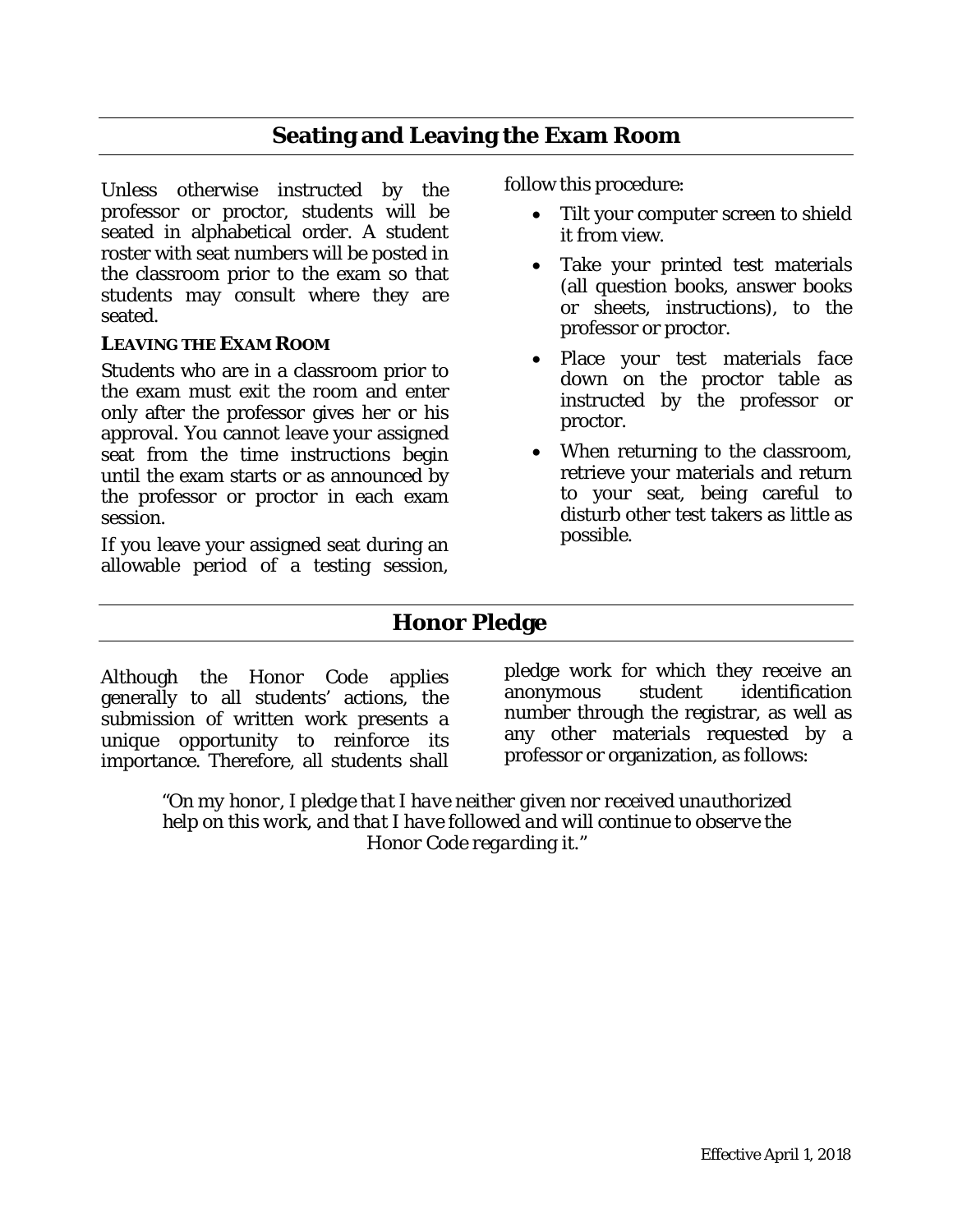## Seating and Leaving the Exam Room

Unless otherwise instructed by the professor or proctor, students will be seated in alphabetical order. A student roster with seat numbers will be posted in the classroom prior to the exam so that students may consult where they are seated.

### LEAVING THE EXAM ROOM

Students who are in a classroom prior to the exam must exit the room and enter only after the professor gives her or his approval. You cannot leave your assigned seat from the time instructions begin until the exam starts or as announced by the professor or proctor in each exam session.

If you leave your assigned seat during an allowable period of a testing session, follow this procedure:

- Tilt your computer screen to shield it from view.
- Take your printed test materials (all question books, answer books or sheets, instructions), to the professor or proctor.
- Place your test materials face down on the proctor table as instructed by the professor or proctor.
- When returning to the classroom, retrieve your materials and return to your seat, being careful to disturb other test takers as little as possible.

## Honor Pledge

Although the Honor Code applies generally to all students' actions, the submission of written work presents a unique opportunity to reinforce its importance. Therefore, all students shall pledge work for which they receive an anonymous student identification number through the registrar, as well as any other materials requested by a professor or organization, as follows:

*"On my honor, I pledge that I have neither given nor received unauthorized help on this work, and that I have followed and will continue to observe the Honor Code regarding it."*

Effective April 1, 2018